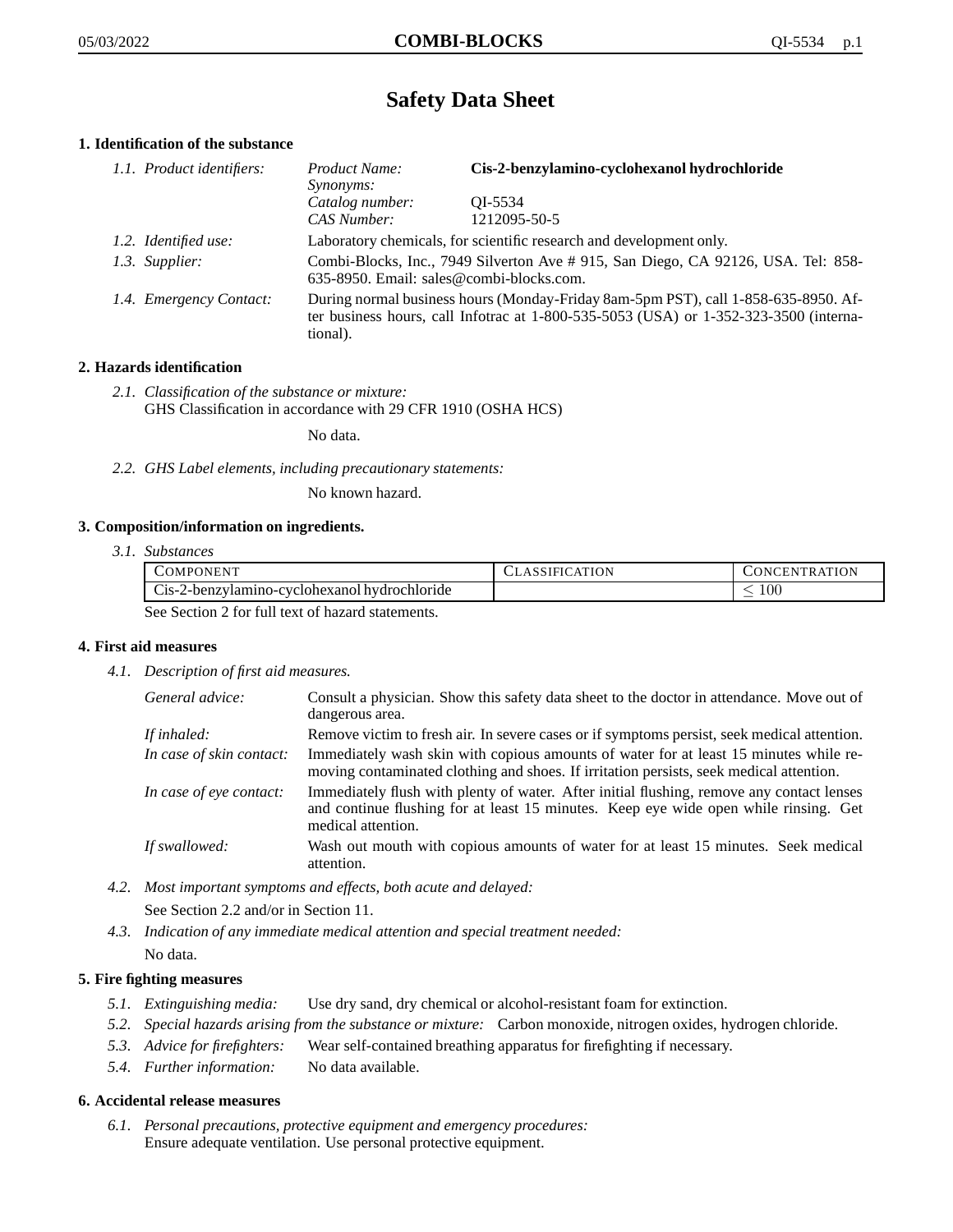# Safety Data Sheet

## 1. Identification of the substance

*1.1. Product identifiers:*

| | |
|---|---|
| *Product Name:* | **Cis-2-benzylamino-cyclohexanol hydrochloride** |
| *Synonyms:* | |
| *Catalog number:* | QI-5534 |
| *CAS Number:* | 1212095-50-5 |

*1.2. Identified use:* Laboratory chemicals, for scientific research and development only.

*1.3. Supplier:* Combi-Blocks, Inc., 7949 Silverton Ave # 915, San Diego, CA 92126, USA. Tel: 858-635-8950. Email: sales@combi-blocks.com.

*1.4. Emergency Contact:* During normal business hours (Monday-Friday 8am-5pm PST), call 1-858-635-8950. After business hours, call Infotrac at 1-800-535-5053 (USA) or 1-352-323-3500 (international).

## 2. Hazards identification

*2.1. Classification of the substance or mixture:*
GHS Classification in accordance with 29 CFR 1910 (OSHA HCS)

No data.

*2.2. GHS Label elements, including precautionary statements:*

No known hazard.

## 3. Composition/information on ingredients.

*3.1. Substances*

| COMPONENT | CLASSIFICATION | CONCENTRATION |
|---|---|---|
| Cis-2-benzylamino-cyclohexanol hydrochloride | | $\leq 100$ |

See Section 2 for full text of hazard statements.

## 4. First aid measures

*4.1. Description of first aid measures.*

*General advice:* Consult a physician. Show this safety data sheet to the doctor in attendance. Move out of dangerous area.

*If inhaled:* Remove victim to fresh air. In severe cases or if symptoms persist, seek medical attention.

*In case of skin contact:* Immediately wash skin with copious amounts of water for at least 15 minutes while removing contaminated clothing and shoes. If irritation persists, seek medical attention.

*In case of eye contact:* Immediately flush with plenty of water. After initial flushing, remove any contact lenses and continue flushing for at least 15 minutes. Keep eye wide open while rinsing. Get medical attention.

*If swallowed:* Wash out mouth with copious amounts of water for at least 15 minutes. Seek medical attention.

*4.2. Most important symptoms and effects, both acute and delayed:*
See Section 2.2 and/or in Section 11.

*4.3. Indication of any immediate medical attention and special treatment needed:*
No data.

## 5. Fire fighting measures

*5.1. Extinguishing media:* Use dry sand, dry chemical or alcohol-resistant foam for extinction.

*5.2. Special hazards arising from the substance or mixture:* Carbon monoxide, nitrogen oxides, hydrogen chloride.

*5.3. Advice for firefighters:* Wear self-contained breathing apparatus for firefighting if necessary.

*5.4. Further information:* No data available.

## 6. Accidental release measures

*6.1. Personal precautions, protective equipment and emergency procedures:*
Ensure adequate ventilation. Use personal protective equipment.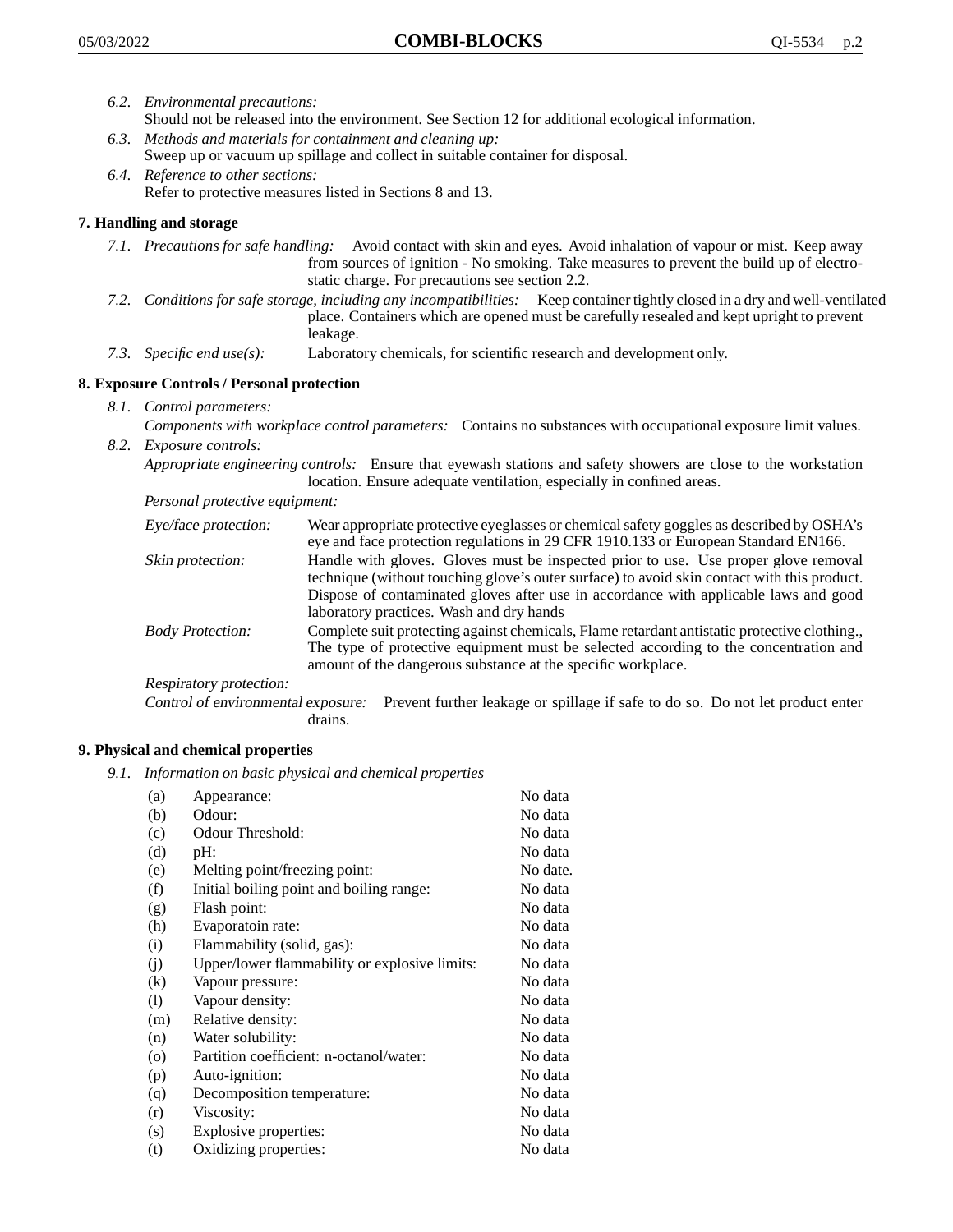*6.2. Environmental precautions:*
Should not be released into the environment. See Section 12 for additional ecological information.

*6.3. Methods and materials for containment and cleaning up:*
Sweep up or vacuum up spillage and collect in suitable container for disposal.

*6.4. Reference to other sections:*
Refer to protective measures listed in Sections 8 and 13.

## 7. Handling and storage

*7.1. Precautions for safe handling:* Avoid contact with skin and eyes. Avoid inhalation of vapour or mist. Keep away from sources of ignition - No smoking. Take measures to prevent the build up of electrostatic charge. For precautions see section 2.2.

*7.2. Conditions for safe storage, including any incompatibilities:* Keep container tightly closed in a dry and well-ventilated place. Containers which are opened must be carefully resealed and kept upright to prevent leakage.

*7.3. Specific end use(s):* Laboratory chemicals, for scientific research and development only.

## 8. Exposure Controls / Personal protection

*8.1. Control parameters:*
*Components with workplace control parameters:* Contains no substances with occupational exposure limit values.

*8.2. Exposure controls:*
*Appropriate engineering controls:* Ensure that eyewash stations and safety showers are close to the workstation location. Ensure adequate ventilation, especially in confined areas.

*Personal protective equipment:*

*Eye/face protection:* Wear appropriate protective eyeglasses or chemical safety goggles as described by OSHA's eye and face protection regulations in 29 CFR 1910.133 or European Standard EN166.

*Skin protection:* Handle with gloves. Gloves must be inspected prior to use. Use proper glove removal technique (without touching glove's outer surface) to avoid skin contact with this product. Dispose of contaminated gloves after use in accordance with applicable laws and good laboratory practices. Wash and dry hands

*Body Protection:* Complete suit protecting against chemicals, Flame retardant antistatic protective clothing., The type of protective equipment must be selected according to the concentration and amount of the dangerous substance at the specific workplace.

*Respiratory protection:*

*Control of environmental exposure:* Prevent further leakage or spillage if safe to do so. Do not let product enter drains.

## 9. Physical and chemical properties

*9.1. Information on basic physical and chemical properties*

| | | |
|---|---|---|
| (a) | Appearance: | No data |
| (b) | Odour: | No data |
| (c) | Odour Threshold: | No data |
| (d) | pH: | No data |
| (e) | Melting point/freezing point: | No date. |
| (f) | Initial boiling point and boiling range: | No data |
| (g) | Flash point: | No data |
| (h) | Evaporatoin rate: | No data |
| (i) | Flammability (solid, gas): | No data |
| (j) | Upper/lower flammability or explosive limits: | No data |
| (k) | Vapour pressure: | No data |
| (l) | Vapour density: | No data |
| (m) | Relative density: | No data |
| (n) | Water solubility: | No data |
| (o) | Partition coefficient: n-octanol/water: | No data |
| (p) | Auto-ignition: | No data |
| (q) | Decomposition temperature: | No data |
| (r) | Viscosity: | No data |
| (s) | Explosive properties: | No data |
| (t) | Oxidizing properties: | No data |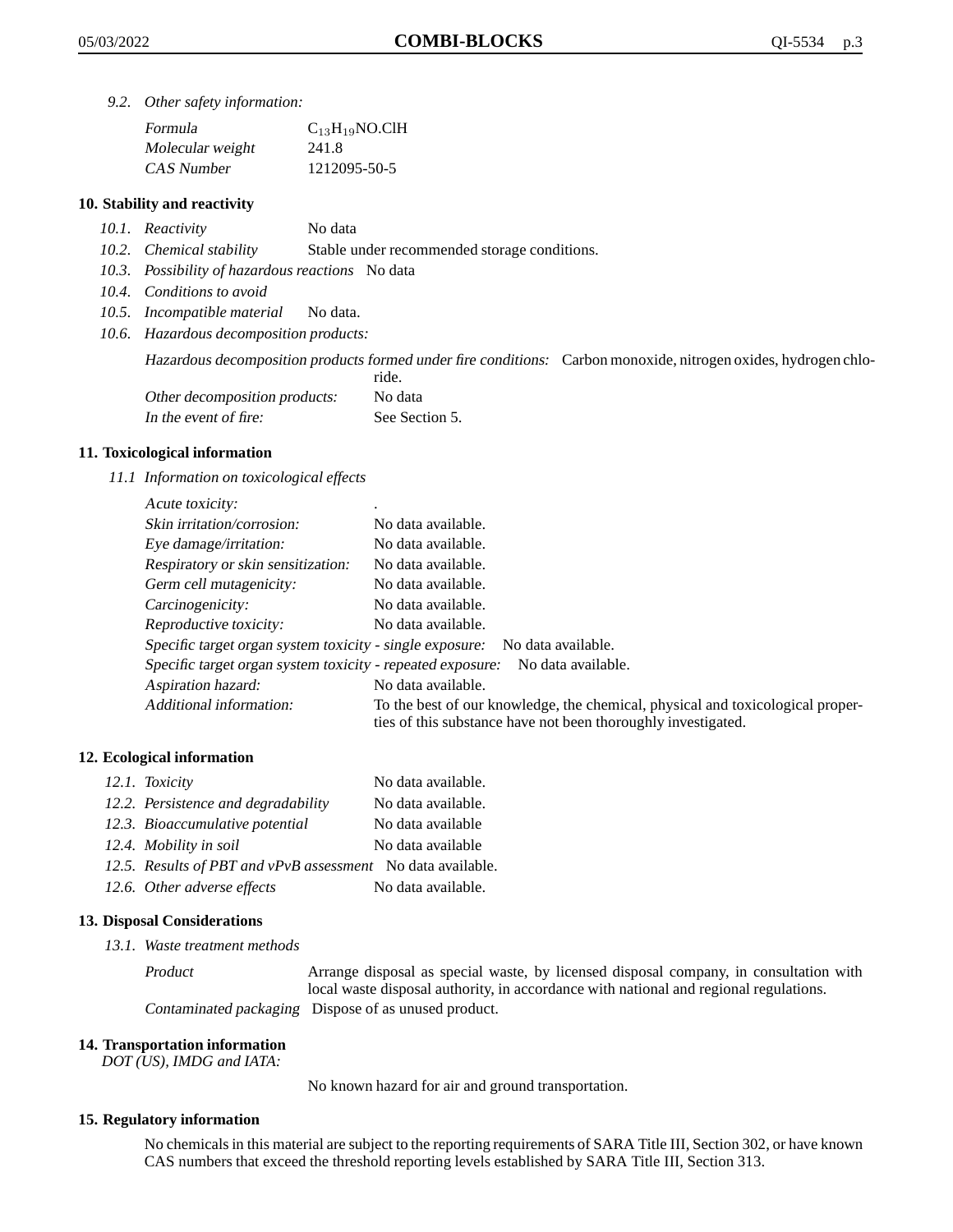*9.2. Other safety information:*

| | |
|---|---|
| *Formula* | $C_{13}H_{19}NO.ClH$ |
| *Molecular weight* | 241.8 |
| *CAS Number* | 1212095-50-5 |

## 10. Stability and reactivity

*10.1. Reactivity* No data

*10.2. Chemical stability* Stable under recommended storage conditions.

*10.3. Possibility of hazardous reactions* No data

*10.4. Conditions to avoid*

*10.5. Incompatible material* No data.

*10.6. Hazardous decomposition products:*

*Hazardous decomposition products formed under fire conditions:* Carbon monoxide, nitrogen oxides, hydrogen chloride.

*Other decomposition products:* No data

*In the event of fire:* See Section 5.

## 11. Toxicological information

*11.1 Information on toxicological effects*

| | |
|---|---|
| *Acute toxicity:* | . |
| *Skin irritation/corrosion:* | No data available. |
| *Eye damage/irritation:* | No data available. |
| *Respiratory or skin sensitization:* | No data available. |
| *Germ cell mutagenicity:* | No data available. |
| *Carcinogenicity:* | No data available. |
| *Reproductive toxicity:* | No data available. |
| *Specific target organ system toxicity - single exposure:* | No data available. |
| *Specific target organ system toxicity - repeated exposure:* | No data available. |
| *Aspiration hazard:* | No data available. |
| *Additional information:* | To the best of our knowledge, the chemical, physical and toxicological properties of this substance have not been thoroughly investigated. |

## 12. Ecological information

| | |
|---|---|
| *12.1. Toxicity* | No data available. |
| *12.2. Persistence and degradability* | No data available. |
| *12.3. Bioaccumulative potential* | No data available |
| *12.4. Mobility in soil* | No data available |
| *12.5. Results of PBT and vPvB assessment* | No data available. |
| *12.6. Other adverse effects* | No data available. |

## 13. Disposal Considerations

*13.1. Waste treatment methods*

*Product* Arrange disposal as special waste, by licensed disposal company, in consultation with local waste disposal authority, in accordance with national and regional regulations.

*Contaminated packaging* Dispose of as unused product.

## 14. Transportation information

*DOT (US), IMDG and IATA:*

No known hazard for air and ground transportation.

## 15. Regulatory information

No chemicals in this material are subject to the reporting requirements of SARA Title III, Section 302, or have known CAS numbers that exceed the threshold reporting levels established by SARA Title III, Section 313.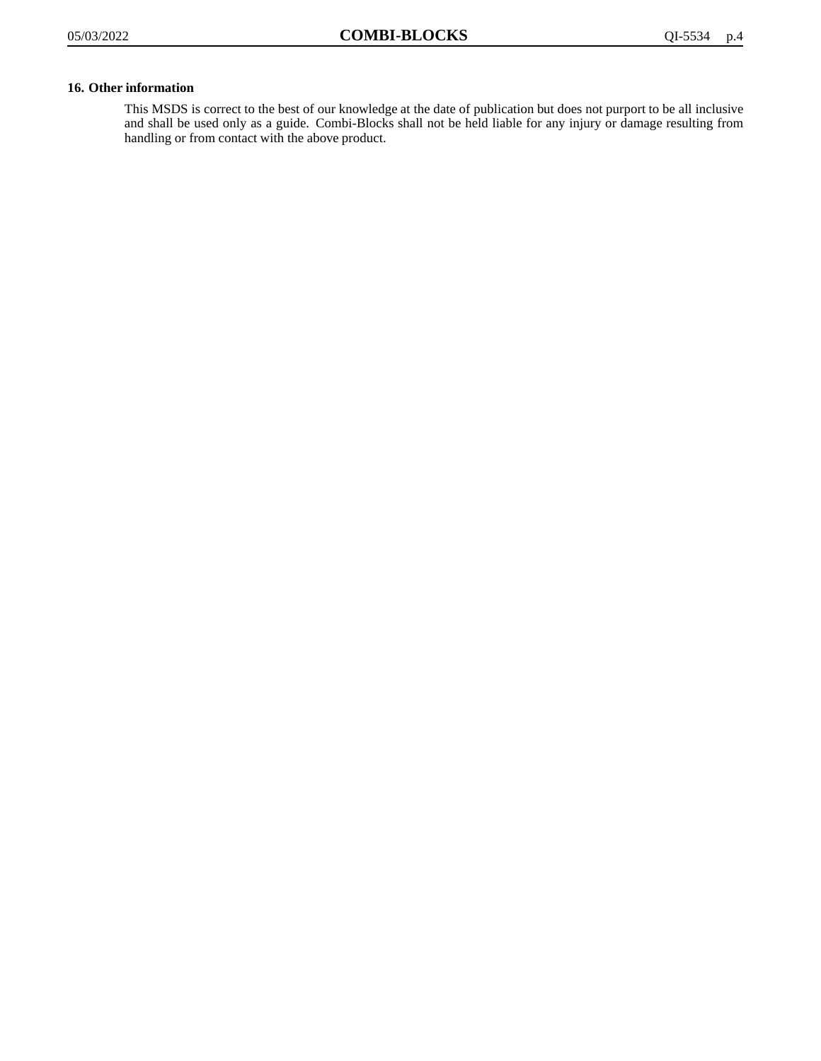## 16. Other information

This MSDS is correct to the best of our knowledge at the date of publication but does not purport to be all inclusive and shall be used only as a guide. Combi-Blocks shall not be held liable for any injury or damage resulting from handling or from contact with the above product.